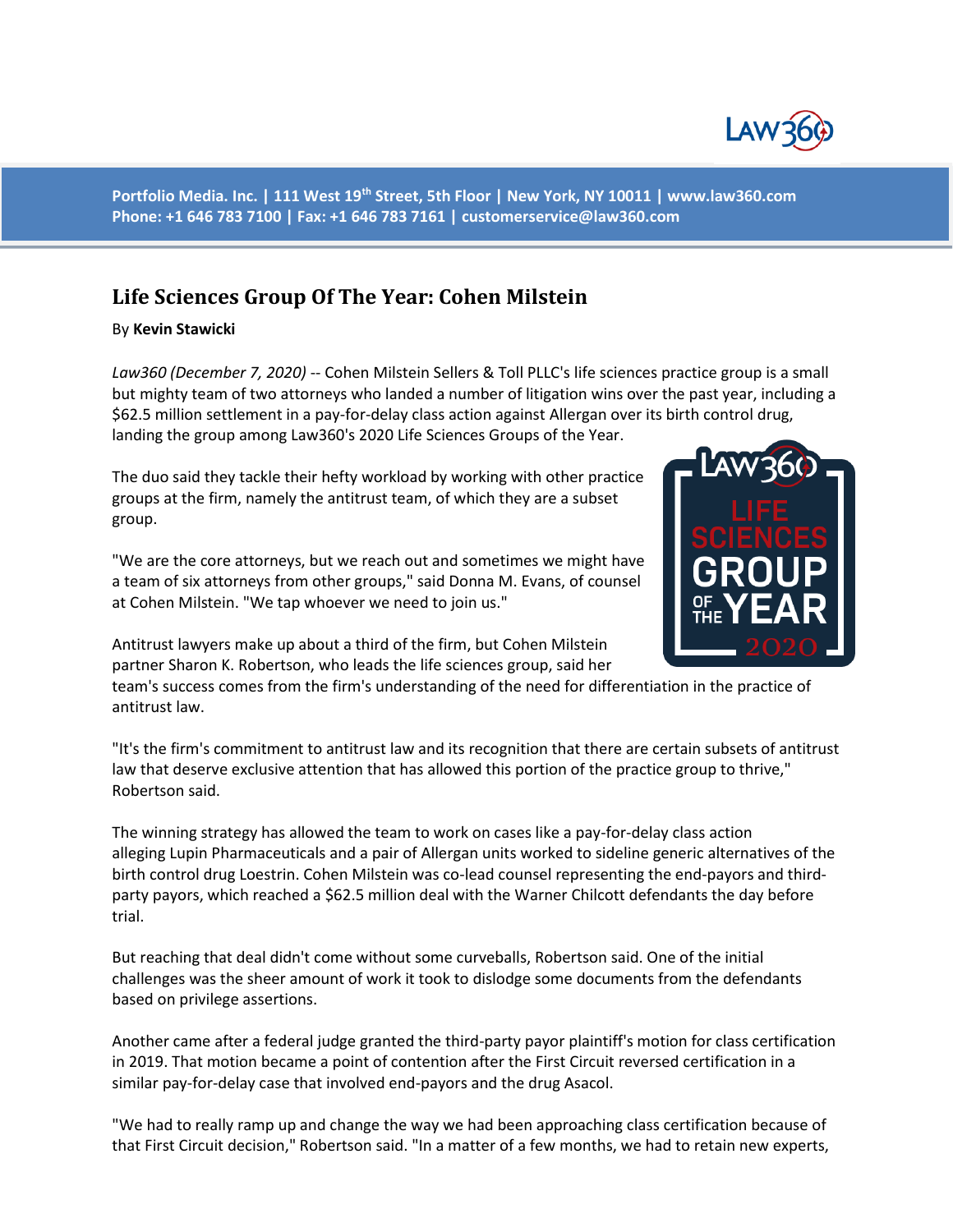Portfolio Media. Inc. | 111 West 19th Street, 5th Floor | New York, NY 10011 | www.law360.com
Phone: +1 646 783 7100 | Fax: +1 646 783 7161 | customerservice@law360.com

## Life Sciences Group Of The Year: Cohen Milstein

By **Kevin Stawicki**

*Law360 (December 7, 2020)* -- Cohen Milstein Sellers & Toll PLLC's life sciences practice group is a small but mighty team of two attorneys who landed a number of litigation wins over the past year, including a $62.5 million settlement in a pay-for-delay class action against Allergan over its birth control drug, landing the group among Law360's 2020 Life Sciences Groups of the Year.

The duo said they tackle their hefty workload by working with other practice groups at the firm, namely the antitrust team, of which they are a subset group.

"We are the core attorneys, but we reach out and sometimes we might have a team of six attorneys from other groups," said Donna M. Evans, of counsel at Cohen Milstein. "We tap whoever we need to join us."

Antitrust lawyers make up about a third of the firm, but Cohen Milstein partner Sharon K. Robertson, who leads the life sciences group, said her team's success comes from the firm's understanding of the need for differentiation in the practice of antitrust law.

"It's the firm's commitment to antitrust law and its recognition that there are certain subsets of antitrust law that deserve exclusive attention that has allowed this portion of the practice group to thrive," Robertson said.

The winning strategy has allowed the team to work on cases like a pay-for-delay class action alleging Lupin Pharmaceuticals and a pair of Allergan units worked to sideline generic alternatives of the birth control drug Loestrin. Cohen Milstein was co-lead counsel representing the end-payors and third-party payors, which reached a $62.5 million deal with the Warner Chilcott defendants the day before trial.

But reaching that deal didn't come without some curveballs, Robertson said. One of the initial challenges was the sheer amount of work it took to dislodge some documents from the defendants based on privilege assertions.

Another came after a federal judge granted the third-party payor plaintiff's motion for class certification in 2019. That motion became a point of contention after the First Circuit reversed certification in a similar pay-for-delay case that involved end-payors and the drug Asacol.

"We had to really ramp up and change the way we had been approaching class certification because of that First Circuit decision," Robertson said. "In a matter of a few months, we had to retain new experts,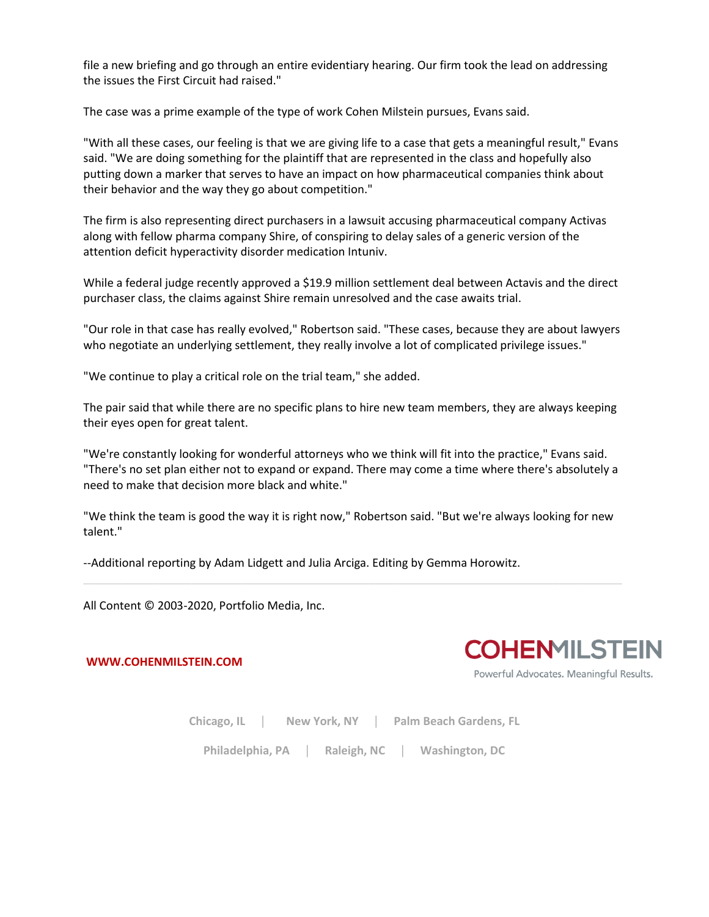file a new briefing and go through an entire evidentiary hearing. Our firm took the lead on addressing the issues the First Circuit had raised."

The case was a prime example of the type of work Cohen Milstein pursues, Evans said.

"With all these cases, our feeling is that we are giving life to a case that gets a meaningful result," Evans said. "We are doing something for the plaintiff that are represented in the class and hopefully also putting down a marker that serves to have an impact on how pharmaceutical companies think about their behavior and the way they go about competition."

The firm is also representing direct purchasers in a lawsuit accusing pharmaceutical company Activas along with fellow pharma company Shire, of conspiring to delay sales of a generic version of the attention deficit hyperactivity disorder medication Intuniv.

While a federal judge recently approved a $19.9 million settlement deal between Actavis and the direct purchaser class, the claims against Shire remain unresolved and the case awaits trial.

"Our role in that case has really evolved," Robertson said. "These cases, because they are about lawyers who negotiate an underlying settlement, they really involve a lot of complicated privilege issues."

"We continue to play a critical role on the trial team," she added.

The pair said that while there are no specific plans to hire new team members, they are always keeping their eyes open for great talent.

"We're constantly looking for wonderful attorneys who we think will fit into the practice," Evans said. "There's no set plan either not to expand or expand. There may come a time where there's absolutely a need to make that decision more black and white."

"We think the team is good the way it is right now," Robertson said. "But we're always looking for new talent."

--Additional reporting by Adam Lidgett and Julia Arciga. Editing by Gemma Horowitz.

---

All Content © 2003-2020, Portfolio Media, Inc.

**WWW.COHENMILSTEIN.COM**

**COHENMILSTEIN**
Powerful Advocates. Meaningful Results.

Chicago, IL | New York, NY | Palm Beach Gardens, FL

Philadelphia, PA | Raleigh, NC | Washington, DC